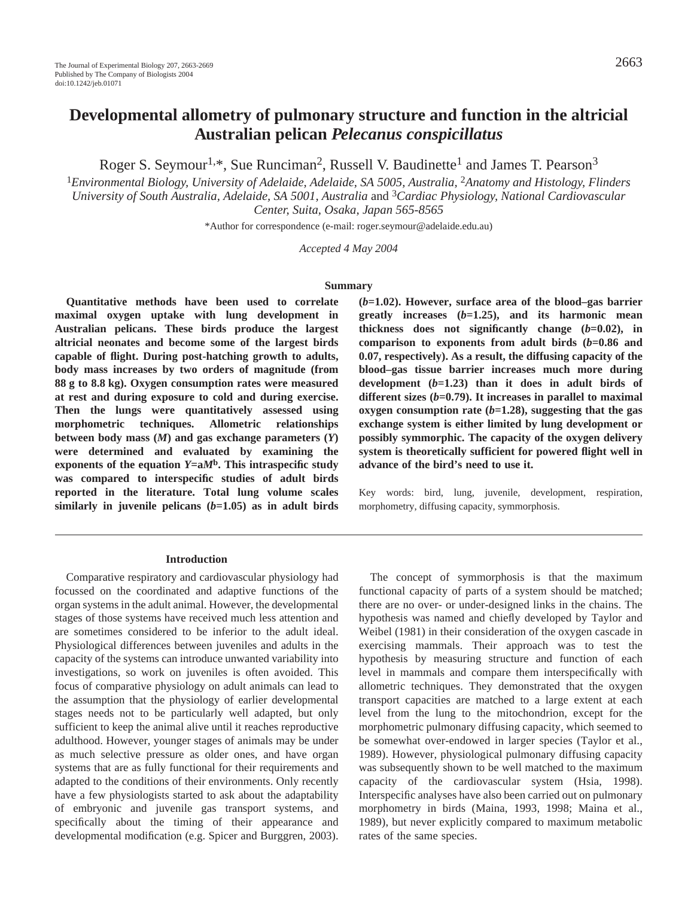# Developmental allometry of pulmonary structure and function in the altricial Australian pelican *Pelecanus conspicillatus*

Roger S. Seymour[1,*], Sue Runciman[2], Russell V. Baudinette[1] and James T. Pearson[3]

[1]*Environmental Biology, University of Adelaide, Adelaide, SA 5005, Australia*, [2]*Anatomy and Histology, Flinders University of South Australia, Adelaide, SA 5001, Australia* and [3]*Cardiac Physiology, National Cardiovascular Center, Suita, Osaka, Japan 565-8565*

*Author for correspondence (e-mail: roger.seymour@adelaide.edu.au)

*Accepted 4 May 2004*

## Summary

**Quantitative methods have been used to correlate maximal oxygen uptake with lung development in Australian pelicans. These birds produce the largest altricial neonates and become some of the largest birds capable of flight. During post-hatching growth to adults, body mass increases by two orders of magnitude (from 88 g to 8.8 kg). Oxygen consumption rates were measured at rest and during exposure to cold and during exercise. Then the lungs were quantitatively assessed using morphometric techniques. Allometric relationships between body mass (*M*) and gas exchange parameters (*Y*) were determined and evaluated by examining the exponents of the equation $Y=aM^b$. This intraspecific study was compared to interspecific studies of adult birds reported in the literature. Total lung volume scales similarly in juvenile pelicans (*b*=1.05) as in adult birds (*b*=1.02). However, surface area of the blood–gas barrier greatly increases (*b*=1.25), and its harmonic mean thickness does not significantly change (*b*=0.02), in comparison to exponents from adult birds (*b*=0.86 and 0.07, respectively). As a result, the diffusing capacity of the blood–gas tissue barrier increases much more during development (*b*=1.23) than it does in adult birds of different sizes (*b*=0.79). It increases in parallel to maximal oxygen consumption rate (*b*=1.28), suggesting that the gas exchange system is either limited by lung development or possibly symmorphic. The capacity of the oxygen delivery system is theoretically sufficient for powered flight well in advance of the bird's need to use it.**

Key words: bird, lung, juvenile, development, respiration, morphometry, diffusing capacity, symmorphosis.

## Introduction

Comparative respiratory and cardiovascular physiology had focussed on the coordinated and adaptive functions of the organ systems in the adult animal. However, the developmental stages of those systems have received much less attention and are sometimes considered to be inferior to the adult ideal. Physiological differences between juveniles and adults in the capacity of the systems can introduce unwanted variability into investigations, so work on juveniles is often avoided. This focus of comparative physiology on adult animals can lead to the assumption that the physiology of earlier developmental stages needs not to be particularly well adapted, but only sufficient to keep the animal alive until it reaches reproductive adulthood. However, younger stages of animals may be under as much selective pressure as older ones, and have organ systems that are as fully functional for their requirements and adapted to the conditions of their environments. Only recently have a few physiologists started to ask about the adaptability of embryonic and juvenile gas transport systems, and specifically about the timing of their appearance and developmental modification (e.g. Spicer and Burggren, 2003).

The concept of symmorphosis is that the maximum functional capacity of parts of a system should be matched; there are no over- or under-designed links in the chains. The hypothesis was named and chiefly developed by Taylor and Weibel (1981) in their consideration of the oxygen cascade in exercising mammals. Their approach was to test the hypothesis by measuring structure and function of each level in mammals and compare them interspecifically with allometric techniques. They demonstrated that the oxygen transport capacities are matched to a large extent at each level from the lung to the mitochondrion, except for the morphometric pulmonary diffusing capacity, which seemed to be somewhat over-endowed in larger species (Taylor et al., 1989). However, physiological pulmonary diffusing capacity was subsequently shown to be well matched to the maximum capacity of the cardiovascular system (Hsia, 1998). Interspecific analyses have also been carried out on pulmonary morphometry in birds (Maina, 1993, 1998; Maina et al., 1989), but never explicitly compared to maximum metabolic rates of the same species.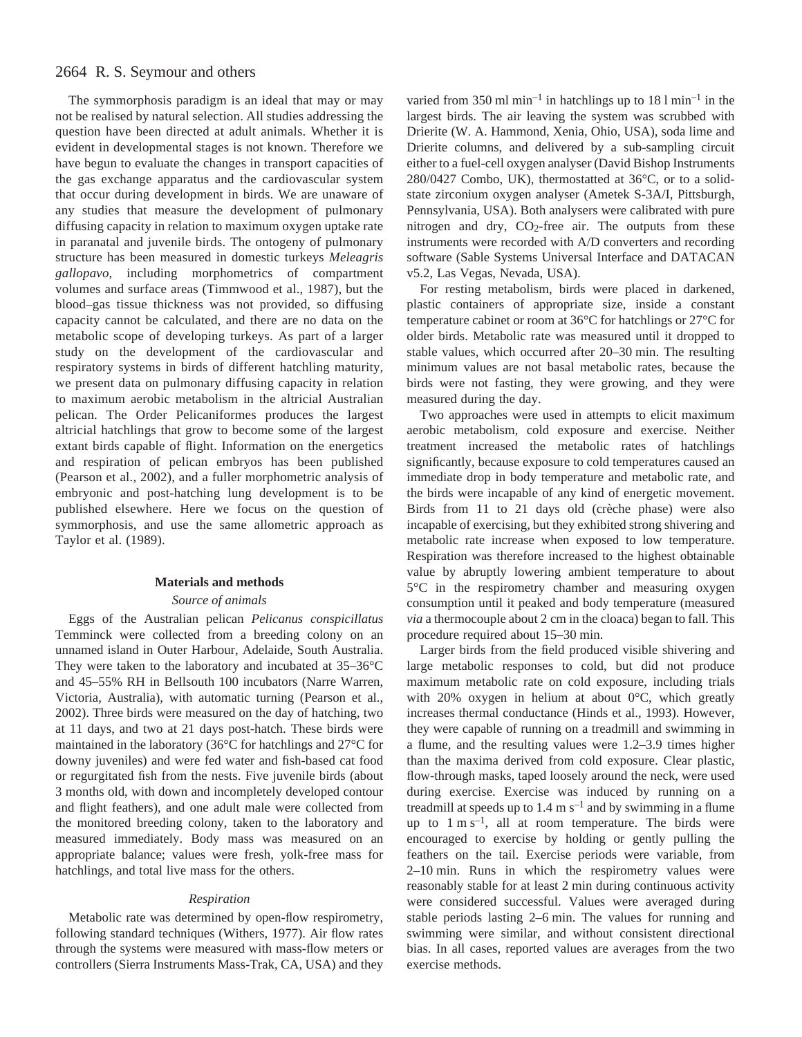The symmorphosis paradigm is an ideal that may or may not be realised by natural selection. All studies addressing the question have been directed at adult animals. Whether it is evident in developmental stages is not known. Therefore we have begun to evaluate the changes in transport capacities of the gas exchange apparatus and the cardiovascular system that occur during development in birds. We are unaware of any studies that measure the development of pulmonary diffusing capacity in relation to maximum oxygen uptake rate in paranatal and juvenile birds. The ontogeny of pulmonary structure has been measured in domestic turkeys *Meleagris gallopavo*, including morphometrics of compartment volumes and surface areas (Timmwood et al., 1987), but the blood–gas tissue thickness was not provided, so diffusing capacity cannot be calculated, and there are no data on the metabolic scope of developing turkeys. As part of a larger study on the development of the cardiovascular and respiratory systems in birds of different hatchling maturity, we present data on pulmonary diffusing capacity in relation to maximum aerobic metabolism in the altricial Australian pelican. The Order Pelicaniformes produces the largest altricial hatchlings that grow to become some of the largest extant birds capable of flight. Information on the energetics and respiration of pelican embryos has been published (Pearson et al., 2002), and a fuller morphometric analysis of embryonic and post-hatching lung development is to be published elsewhere. Here we focus on the question of symmorphosis, and use the same allometric approach as Taylor et al. (1989).

## Materials and methods

### Source of animals

Eggs of the Australian pelican *Pelicanus conspicillatus* Temminck were collected from a breeding colony on an unnamed island in Outer Harbour, Adelaide, South Australia. They were taken to the laboratory and incubated at 35–36°C and 45–55% RH in Bellsouth 100 incubators (Narre Warren, Victoria, Australia), with automatic turning (Pearson et al., 2002). Three birds were measured on the day of hatching, two at 11 days, and two at 21 days post-hatch. These birds were maintained in the laboratory (36°C for hatchlings and 27°C for downy juveniles) and were fed water and fish-based cat food or regurgitated fish from the nests. Five juvenile birds (about 3 months old, with down and incompletely developed contour and flight feathers), and one adult male were collected from the monitored breeding colony, taken to the laboratory and measured immediately. Body mass was measured on an appropriate balance; values were fresh, yolk-free mass for hatchlings, and total live mass for the others.

### Respiration

Metabolic rate was determined by open-flow respirometry, following standard techniques (Withers, 1977). Air flow rates through the systems were measured with mass-flow meters or controllers (Sierra Instruments Mass-Trak, CA, USA) and they varied from 350 ml $min^{-1}$ in hatchlings up to 18 l $min^{-1}$ in the largest birds. The air leaving the system was scrubbed with Drierite (W. A. Hammond, Xenia, Ohio, USA), soda lime and Drierite columns, and delivered by a sub-sampling circuit either to a fuel-cell oxygen analyser (David Bishop Instruments 280/0427 Combo, UK), thermostatted at 36°C, or to a solid-state zirconium oxygen analyser (Ametek S-3A/I, Pittsburgh, Pennsylvania, USA). Both analysers were calibrated with pure nitrogen and dry, $CO_2$-free air. The outputs from these instruments were recorded with A/D converters and recording software (Sable Systems Universal Interface and DATACAN v5.2, Las Vegas, Nevada, USA).

For resting metabolism, birds were placed in darkened, plastic containers of appropriate size, inside a constant temperature cabinet or room at 36°C for hatchlings or 27°C for older birds. Metabolic rate was measured until it dropped to stable values, which occurred after 20–30 min. The resulting minimum values are not basal metabolic rates, because the birds were not fasting, they were growing, and they were measured during the day.

Two approaches were used in attempts to elicit maximum aerobic metabolism, cold exposure and exercise. Neither treatment increased the metabolic rates of hatchlings significantly, because exposure to cold temperatures caused an immediate drop in body temperature and metabolic rate, and the birds were incapable of any kind of energetic movement. Birds from 11 to 21 days old (crèche phase) were also incapable of exercising, but they exhibited strong shivering and metabolic rate increase when exposed to low temperature. Respiration was therefore increased to the highest obtainable value by abruptly lowering ambient temperature to about 5°C in the respirometry chamber and measuring oxygen consumption until it peaked and body temperature (measured *via* a thermocouple about 2 cm in the cloaca) began to fall. This procedure required about 15–30 min.

Larger birds from the field produced visible shivering and large metabolic responses to cold, but did not produce maximum metabolic rate on cold exposure, including trials with 20% oxygen in helium at about 0°C, which greatly increases thermal conductance (Hinds et al., 1993). However, they were capable of running on a treadmill and swimming in a flume, and the resulting values were 1.2–3.9 times higher than the maxima derived from cold exposure. Clear plastic, flow-through masks, taped loosely around the neck, were used during exercise. Exercise was induced by running on a treadmill at speeds up to 1.4 m $s^{-1}$ and by swimming in a flume up to 1 m $s^{-1}$, all at room temperature. The birds were encouraged to exercise by holding or gently pulling the feathers on the tail. Exercise periods were variable, from 2–10 min. Runs in which the respirometry values were reasonably stable for at least 2 min during continuous activity were considered successful. Values were averaged during stable periods lasting 2–6 min. The values for running and swimming were similar, and without consistent directional bias. In all cases, reported values are averages from the two exercise methods.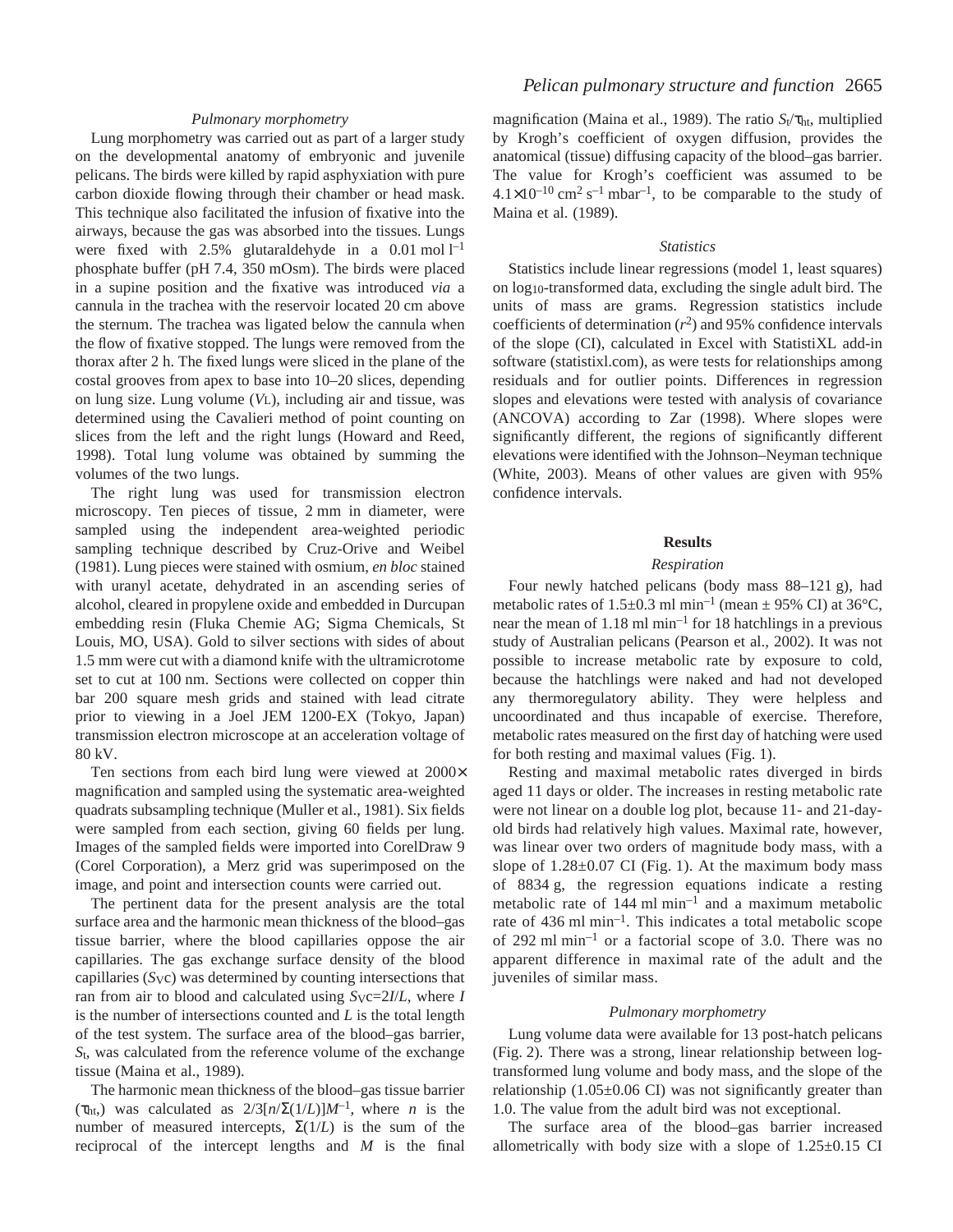### Pulmonary morphometry

Lung morphometry was carried out as part of a larger study on the developmental anatomy of embryonic and juvenile pelicans. The birds were killed by rapid asphyxiation with pure carbon dioxide flowing through their chamber or head mask. This technique also facilitated the infusion of fixative into the airways, because the gas was absorbed into the tissues. Lungs were fixed with 2.5% glutaraldehyde in a 0.01 mol $l^{-1}$ phosphate buffer (pH 7.4, 350 mOsm). The birds were placed in a supine position and the fixative was introduced *via* a cannula in the trachea with the reservoir located 20 cm above the sternum. The trachea was ligated below the cannula when the flow of fixative stopped. The lungs were removed from the thorax after 2 h. The fixed lungs were sliced in the plane of the costal grooves from apex to base into 10–20 slices, depending on lung size. Lung volume ($V_L$), including air and tissue, was determined using the Cavalieri method of point counting on slices from the left and the right lungs (Howard and Reed, 1998). Total lung volume was obtained by summing the volumes of the two lungs.

The right lung was used for transmission electron microscopy. Ten pieces of tissue, 2 mm in diameter, were sampled using the independent area-weighted periodic sampling technique described by Cruz-Orive and Weibel (1981). Lung pieces were stained with osmium, *en bloc* stained with uranyl acetate, dehydrated in an ascending series of alcohol, cleared in propylene oxide and embedded in Durcupan embedding resin (Fluka Chemie AG; Sigma Chemicals, St Louis, MO, USA). Gold to silver sections with sides of about 1.5 mm were cut with a diamond knife with the ultramicrotome set to cut at 100 nm. Sections were collected on copper thin bar 200 square mesh grids and stained with lead citrate prior to viewing in a Joel JEM 1200-EX (Tokyo, Japan) transmission electron microscope at an acceleration voltage of 80 kV.

Ten sections from each bird lung were viewed at 2000× magnification and sampled using the systematic area-weighted quadrats subsampling technique (Muller et al., 1981). Six fields were sampled from each section, giving 60 fields per lung. Images of the sampled fields were imported into CorelDraw 9 (Corel Corporation), a Merz grid was superimposed on the image, and point and intersection counts were carried out.

The pertinent data for the present analysis are the total surface area and the harmonic mean thickness of the blood–gas tissue barrier, where the blood capillaries oppose the air capillaries. The gas exchange surface density of the blood capillaries ($S_V$c) was determined by counting intersections that ran from air to blood and calculated using $S_V$c=2$I$/$L$, where $I$ is the number of intersections counted and $L$ is the total length of the test system. The surface area of the blood–gas barrier, $S_t$, was calculated from the reference volume of the exchange tissue (Maina et al., 1989).

The harmonic mean thickness of the blood–gas tissue barrier ($\tau_{ht}$) was calculated as $2/3[n/\Sigma(1/L)]M^{-1}$, where $n$ is the number of measured intercepts, $\Sigma(1/L)$ is the sum of the reciprocal of the intercept lengths and $M$ is the final magnification (Maina et al., 1989). The ratio $S_t/\tau_{ht}$, multiplied by Krogh's coefficient of oxygen diffusion, provides the anatomical (tissue) diffusing capacity of the blood–gas barrier. The value for Krogh's coefficient was assumed to be $4.1\times10^{-10}$ $cm^2$ $s^{-1}$ $mbar^{-1}$, to be comparable to the study of Maina et al. (1989).

### Statistics

Statistics include linear regressions (model 1, least squares) on $\log_{10}$-transformed data, excluding the single adult bird. The units of mass are grams. Regression statistics include coefficients of determination ($r^2$) and 95% confidence intervals of the slope (CI), calculated in Excel with StatistiXL add-in software (statistixl.com), as were tests for relationships among residuals and for outlier points. Differences in regression slopes and elevations were tested with analysis of covariance (ANCOVA) according to Zar (1998). Where slopes were significantly different, the regions of significantly different elevations were identified with the Johnson–Neyman technique (White, 2003). Means of other values are given with 95% confidence intervals.

## Results

### Respiration

Four newly hatched pelicans (body mass 88–121 g), had metabolic rates of 1.5±0.3 ml $min^{-1}$ (mean ± 95% CI) at 36°C, near the mean of 1.18 ml $min^{-1}$ for 18 hatchlings in a previous study of Australian pelicans (Pearson et al., 2002). It was not possible to increase metabolic rate by exposure to cold, because the hatchlings were naked and had not developed any thermoregulatory ability. They were helpless and uncoordinated and thus incapable of exercise. Therefore, metabolic rates measured on the first day of hatching were used for both resting and maximal values (Fig. 1).

Resting and maximal metabolic rates diverged in birds aged 11 days or older. The increases in resting metabolic rate were not linear on a double log plot, because 11- and 21-day-old birds had relatively high values. Maximal rate, however, was linear over two orders of magnitude body mass, with a slope of 1.28±0.07 CI (Fig. 1). At the maximum body mass of 8834 g, the regression equations indicate a resting metabolic rate of 144 ml $min^{-1}$ and a maximum metabolic rate of 436 ml $min^{-1}$. This indicates a total metabolic scope of 292 ml $min^{-1}$ or a factorial scope of 3.0. There was no apparent difference in maximal rate of the adult and the juveniles of similar mass.

### Pulmonary morphometry

Lung volume data were available for 13 post-hatch pelicans (Fig. 2). There was a strong, linear relationship between log-transformed lung volume and body mass, and the slope of the relationship (1.05±0.06 CI) was not significantly greater than 1.0. The value from the adult bird was not exceptional.

The surface area of the blood–gas barrier increased allometrically with body size with a slope of 1.25±0.15 CI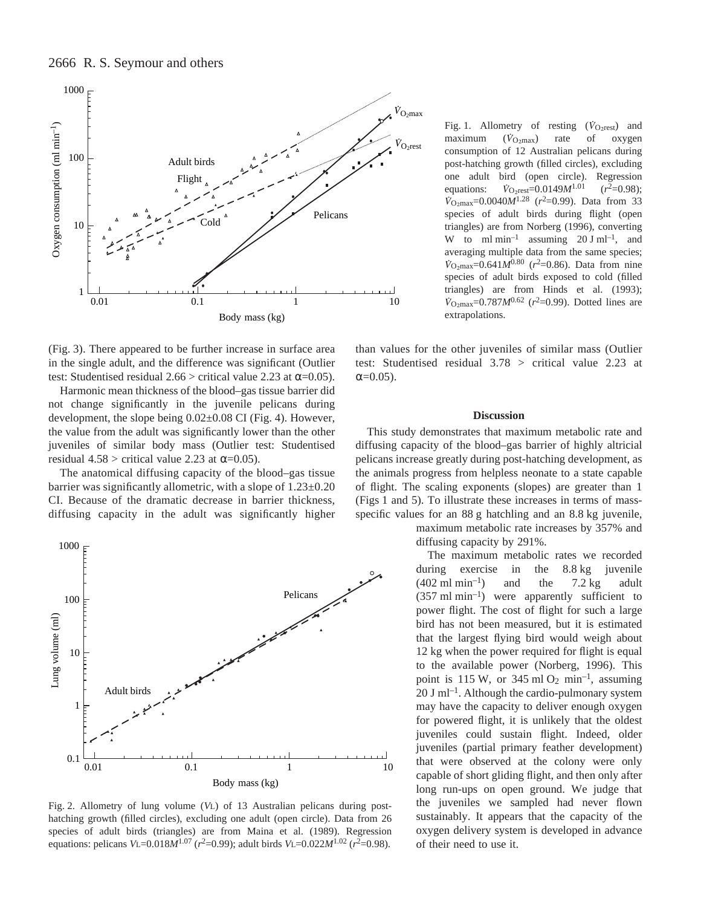Fig. 1. Allometry of resting ($\dot{V}_{O_2rest}$) and maximum ($\dot{V}_{O_2max}$) rate of oxygen consumption of 12 Australian pelicans during post-hatching growth (filled circles), excluding one adult bird (open circle). Regression equations: $\dot{V}_{O_2rest}=0.0149M^{1.01}$ ($r^2=0.98$); $\dot{V}_{O_2max}=0.0040M^{1.28}$ ($r^2=0.99$). Data from 33 species of adult birds during flight (open triangles) are from Norberg (1996), converting W to ml min$^{-1}$ assuming 20 J ml$^{-1}$, and averaging multiple data from the same species; $\dot{V}_{O_2max}=0.641M^{0.80}$ ($r^2=0.86$). Data from nine species of adult birds exposed to cold (filled triangles) are from Hinds et al. (1993); $\dot{V}_{O_2max}=0.787M^{0.62}$ ($r^2=0.99$). Dotted lines are extrapolations.

(Fig. 3). There appeared to be further increase in surface area in the single adult, and the difference was significant (Outlier test: Studentised residual 2.66 > critical value 2.23 at $\alpha$=0.05).

Harmonic mean thickness of the blood–gas tissue barrier did not change significantly in the juvenile pelicans during development, the slope being 0.02±0.08 CI (Fig. 4). However, the value from the adult was significantly lower than the other juveniles of similar body mass (Outlier test: Studentised residual 4.58 > critical value 2.23 at $\alpha$=0.05).

The anatomical diffusing capacity of the blood–gas tissue barrier was significantly allometric, with a slope of 1.23±0.20 CI. Because of the dramatic decrease in barrier thickness, diffusing capacity in the adult was significantly higher than values for the other juveniles of similar mass (Outlier test: Studentised residual 3.78 > critical value 2.23 at $\alpha$=0.05).

Fig. 2. Allometry of lung volume ($V_L$) of 13 Australian pelicans during post-hatching growth (filled circles), excluding one adult (open circle). Data from 26 species of adult birds (triangles) are from Maina et al. (1989). Regression equations: pelicans $V_L=0.018M^{1.07}$ ($r^2=0.99$); adult birds $V_L=0.022M^{1.02}$ ($r^2=0.98$).

## Discussion

This study demonstrates that maximum metabolic rate and diffusing capacity of the blood–gas barrier of highly altricial pelicans increase greatly during post-hatching development, as the animals progress from helpless neonate to a state capable of flight. The scaling exponents (slopes) are greater than 1 (Figs 1 and 5). To illustrate these increases in terms of mass-specific values for an 88 g hatchling and an 8.8 kg juvenile, maximum metabolic rate increases by 357% and diffusing capacity by 291%.

The maximum metabolic rates we recorded during exercise in the 8.8 kg juvenile (402 ml min$^{-1}$) and the 7.2 kg adult (357 ml min$^{-1}$) were apparently sufficient to power flight. The cost of flight for such a large bird has not been measured, but it is estimated that the largest flying bird would weigh about 12 kg when the power required for flight is equal to the available power (Norberg, 1996). This point is 115 W, or 345 ml $O_2$ min$^{-1}$, assuming 20 J ml$^{-1}$. Although the cardio-pulmonary system may have the capacity to deliver enough oxygen for powered flight, it is unlikely that the oldest juveniles could sustain flight. Indeed, older juveniles (partial primary feather development) that were observed at the colony were only capable of short gliding flight, and then only after long run-ups on open ground. We judge that the juveniles we sampled had never flown sustainably. It appears that the capacity of the oxygen delivery system is developed in advance of their need to use it.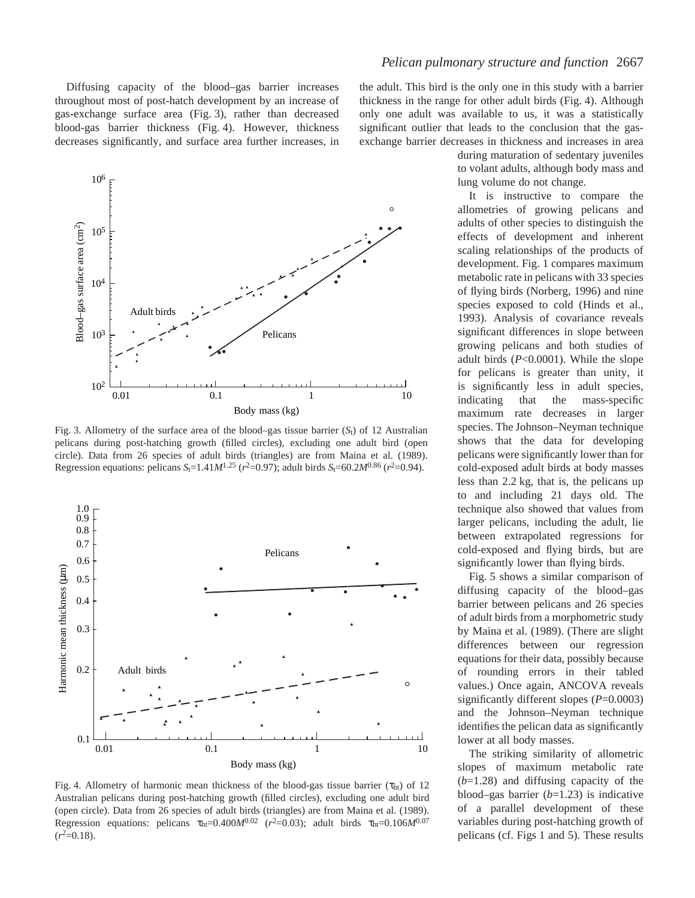Diffusing capacity of the blood–gas barrier increases throughout most of post-hatch development by an increase of gas-exchange surface area (Fig. 3), rather than decreased blood-gas barrier thickness (Fig. 4). However, thickness decreases significantly, and surface area further increases, in the adult. This bird is the only one in this study with a barrier thickness in the range for other adult birds (Fig. 4). Although only one adult was available to us, it was a statistically significant outlier that leads to the conclusion that the gas-exchange barrier decreases in thickness and increases in area during maturation of sedentary juveniles to volant adults, although body mass and lung volume do not change.

Fig. 3. Allometry of the surface area of the blood–gas tissue barrier ($S_t$) of 12 Australian pelicans during post-hatching growth (filled circles), excluding one adult bird (open circle). Data from 26 species of adult birds (triangles) are from Maina et al. (1989). Regression equations: pelicans $S_t=1.41M^{1.25}$ ($r^2=0.97$); adult birds $S_t=60.2M^{0.86}$ ($r^2=0.94$).

Fig. 4. Allometry of harmonic mean thickness of the blood-gas tissue barrier ($\tau_{ht}$) of 12 Australian pelicans during post-hatching growth (filled circles), excluding one adult bird (open circle). Data from 26 species of adult birds (triangles) are from Maina et al. (1989). Regression equations: pelicans $\tau_{ht}=0.400M^{0.02}$ ($r^2=0.03$); adult birds $\tau_{ht}=0.106M^{0.07}$ ($r^2=0.18$).

It is instructive to compare the allometries of growing pelicans and adults of other species to distinguish the effects of development and inherent scaling relationships of the products of development. Fig. 1 compares maximum metabolic rate in pelicans with 33 species of flying birds (Norberg, 1996) and nine species exposed to cold (Hinds et al., 1993). Analysis of covariance reveals significant differences in slope between growing pelicans and both studies of adult birds ($P<0.0001$). While the slope for pelicans is greater than unity, it is significantly less in adult species, indicating that the mass-specific maximum rate decreases in larger species. The Johnson–Neyman technique shows that the data for developing pelicans were significantly lower than for cold-exposed adult birds at body masses less than 2.2 kg, that is, the pelicans up to and including 21 days old. The technique also showed that values from larger pelicans, including the adult, lie between extrapolated regressions for cold-exposed and flying birds, but are significantly lower than flying birds.

Fig. 5 shows a similar comparison of diffusing capacity of the blood–gas barrier between pelicans and 26 species of adult birds from a morphometric study by Maina et al. (1989). (There are slight differences between our regression equations for their data, possibly because of rounding errors in their tabled values.) Once again, ANCOVA reveals significantly different slopes ($P=0.0003$) and the Johnson–Neyman technique identifies the pelican data as significantly lower at all body masses.

The striking similarity of allometric slopes of maximum metabolic rate ($b=1.28$) and diffusing capacity of the blood–gas barrier ($b=1.23$) is indicative of a parallel development of these variables during post-hatching growth of pelicans (cf. Figs 1 and 5). These results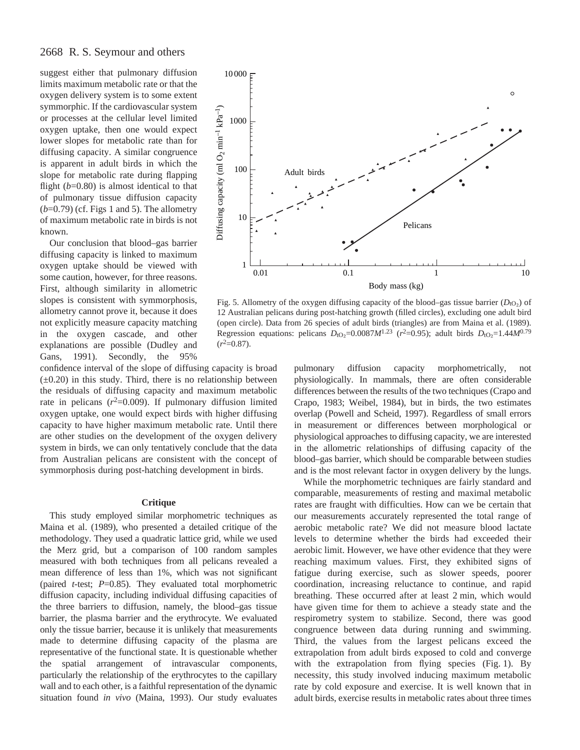suggest either that pulmonary diffusion limits maximum metabolic rate or that the oxygen delivery system is to some extent symmorphic. If the cardiovascular system or processes at the cellular level limited oxygen uptake, then one would expect lower slopes for metabolic rate than for diffusing capacity. A similar congruence is apparent in adult birds in which the slope for metabolic rate during flapping flight ($b$=0.80) is almost identical to that of pulmonary tissue diffusion capacity ($b$=0.79) (cf. Figs 1 and 5). The allometry of maximum metabolic rate in birds is not known.

Our conclusion that blood–gas barrier diffusing capacity is linked to maximum oxygen uptake should be viewed with some caution, however, for three reasons. First, although similarity in allometric slopes is consistent with symmorphosis, allometry cannot prove it, because it does not explicitly measure capacity matching in the oxygen cascade, and other explanations are possible (Dudley and Gans, 1991). Secondly, the 95% confidence interval of the slope of diffusing capacity is broad (±0.20) in this study. Third, there is no relationship between the residuals of diffusing capacity and maximum metabolic rate in pelicans ($r^2$=0.009). If pulmonary diffusion limited oxygen uptake, one would expect birds with higher diffusing capacity to have higher maximum metabolic rate. Until there are other studies on the development of the oxygen delivery system in birds, we can only tentatively conclude that the data from Australian pelicans are consistent with the concept of symmorphosis during post-hatching development in birds.

Fig. 5. Allometry of the oxygen diffusing capacity of the blood–gas tissue barrier ($D_{tO_2}$) of 12 Australian pelicans during post-hatching growth (filled circles), excluding one adult bird (open circle). Data from 26 species of adult birds (triangles) are from Maina et al. (1989). Regression equations: pelicans $D_{tO_2}=0.0087M^{1.23}$ ($r^2$=0.95); adult birds $D_{tO_2}=1.44M^{0.79}$ ($r^2$=0.87).

## Critique

This study employed similar morphometric techniques as Maina et al. (1989), who presented a detailed critique of the methodology. They used a quadratic lattice grid, while we used the Merz grid, but a comparison of 100 random samples measured with both techniques from all pelicans revealed a mean difference of less than 1%, which was not significant (paired $t$-test; $P$=0.85). They evaluated total morphometric diffusion capacity, including individual diffusing capacities of the three barriers to diffusion, namely, the blood–gas tissue barrier, the plasma barrier and the erythrocyte. We evaluated only the tissue barrier, because it is unlikely that measurements made to determine diffusing capacity of the plasma are representative of the functional state. It is questionable whether the spatial arrangement of intravascular components, particularly the relationship of the erythrocytes to the capillary wall and to each other, is a faithful representation of the dynamic situation found *in vivo* (Maina, 1993). Our study evaluates pulmonary diffusion capacity morphometrically, not physiologically. In mammals, there are often considerable differences between the results of the two techniques (Crapo and Crapo, 1983; Weibel, 1984), but in birds, the two estimates overlap (Powell and Scheid, 1997). Regardless of small errors in measurement or differences between morphological or physiological approaches to diffusing capacity, we are interested in the allometric relationships of diffusing capacity of the blood–gas barrier, which should be comparable between studies and is the most relevant factor in oxygen delivery by the lungs.

While the morphometric techniques are fairly standard and comparable, measurements of resting and maximal metabolic rates are fraught with difficulties. How can we be certain that our measurements accurately represented the total range of aerobic metabolic rate? We did not measure blood lactate levels to determine whether the birds had exceeded their aerobic limit. However, we have other evidence that they were reaching maximum values. First, they exhibited signs of fatigue during exercise, such as slower speeds, poorer coordination, increasing reluctance to continue, and rapid breathing. These occurred after at least 2 min, which would have given time for them to achieve a steady state and the respirometry system to stabilize. Second, there was good congruence between data during running and swimming. Third, the values from the largest pelicans exceed the extrapolation from adult birds exposed to cold and converge with the extrapolation from flying species (Fig. 1). By necessity, this study involved inducing maximum metabolic rate by cold exposure and exercise. It is well known that in adult birds, exercise results in metabolic rates about three times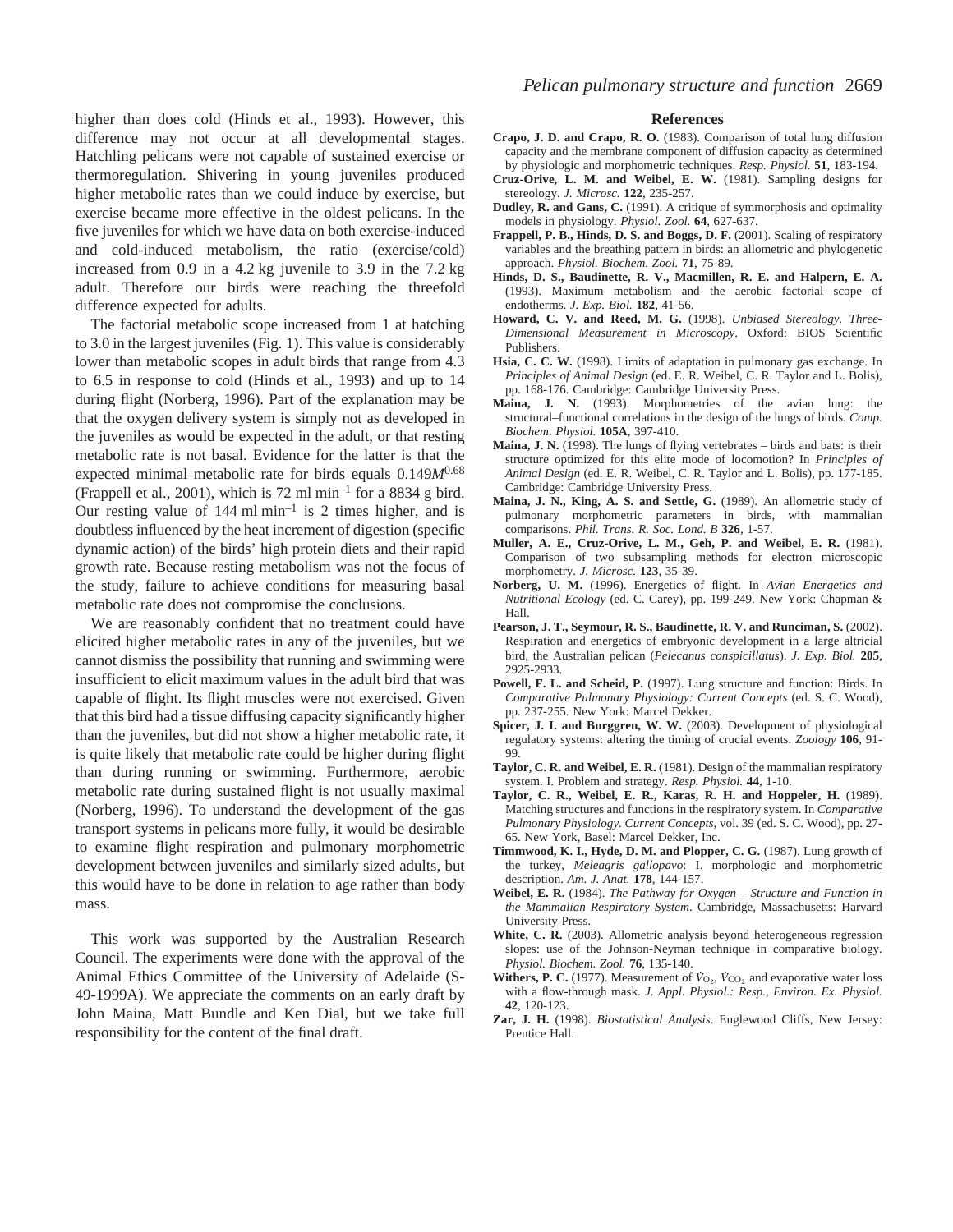higher than does cold (Hinds et al., 1993). However, this difference may not occur at all developmental stages. Hatchling pelicans were not capable of sustained exercise or thermoregulation. Shivering in young juveniles produced higher metabolic rates than we could induce by exercise, but exercise became more effective in the oldest pelicans. In the five juveniles for which we have data on both exercise-induced and cold-induced metabolism, the ratio (exercise/cold) increased from 0.9 in a 4.2 kg juvenile to 3.9 in the 7.2 kg adult. Therefore our birds were reaching the threefold difference expected for adults.

The factorial metabolic scope increased from 1 at hatching to 3.0 in the largest juveniles (Fig. 1). This value is considerably lower than metabolic scopes in adult birds that range from 4.3 to 6.5 in response to cold (Hinds et al., 1993) and up to 14 during flight (Norberg, 1996). Part of the explanation may be that the oxygen delivery system is simply not as developed in the juveniles as would be expected in the adult, or that resting metabolic rate is not basal. Evidence for the latter is that the expected minimal metabolic rate for birds equals $0.149M^{0.68}$ (Frappell et al., 2001), which is 72 ml min$^{-1}$ for a 8834 g bird. Our resting value of 144 ml min$^{-1}$ is 2 times higher, and is doubtless influenced by the heat increment of digestion (specific dynamic action) of the birds' high protein diets and their rapid growth rate. Because resting metabolism was not the focus of the study, failure to achieve conditions for measuring basal metabolic rate does not compromise the conclusions.

We are reasonably confident that no treatment could have elicited higher metabolic rates in any of the juveniles, but we cannot dismiss the possibility that running and swimming were insufficient to elicit maximum values in the adult bird that was capable of flight. Its flight muscles were not exercised. Given that this bird had a tissue diffusing capacity significantly higher than the juveniles, but did not show a higher metabolic rate, it is quite likely that metabolic rate could be higher during flight than during running or swimming. Furthermore, aerobic metabolic rate during sustained flight is not usually maximal (Norberg, 1996). To understand the development of the gas transport systems in pelicans more fully, it would be desirable to examine flight respiration and pulmonary morphometric development between juveniles and similarly sized adults, but this would have to be done in relation to age rather than body mass.

This work was supported by the Australian Research Council. The experiments were done with the approval of the Animal Ethics Committee of the University of Adelaide (S-49-1999A). We appreciate the comments on an early draft by John Maina, Matt Bundle and Ken Dial, but we take full responsibility for the content of the final draft.

## References

**Crapo, J. D. and Crapo, R. O.** (1983). Comparison of total lung diffusion capacity and the membrane component of diffusion capacity as determined by physiologic and morphometric techniques. *Resp. Physiol.* **51**, 183-194.

**Cruz-Orive, L. M. and Weibel, E. W.** (1981). Sampling designs for stereology. *J. Microsc.* **122**, 235-257.

**Dudley, R. and Gans, C.** (1991). A critique of symmorphosis and optimality models in physiology. *Physiol. Zool.* **64**, 627-637.

**Frappell, P. B., Hinds, D. S. and Boggs, D. F.** (2001). Scaling of respiratory variables and the breathing pattern in birds: an allometric and phylogenetic approach. *Physiol. Biochem. Zool.* **71**, 75-89.

**Hinds, D. S., Baudinette, R. V., Macmillen, R. E. and Halpern, E. A.** (1993). Maximum metabolism and the aerobic factorial scope of endotherms. *J. Exp. Biol.* **182**, 41-56.

**Howard, C. V. and Reed, M. G.** (1998). *Unbiased Stereology. Three-Dimensional Measurement in Microscopy*. Oxford: BIOS Scientific Publishers.

**Hsia, C. C. W.** (1998). Limits of adaptation in pulmonary gas exchange. In *Principles of Animal Design* (ed. E. R. Weibel, C. R. Taylor and L. Bolis), pp. 168-176. Cambridge: Cambridge University Press.

**Maina, J. N.** (1993). Morphometries of the avian lung: the structural–functional correlations in the design of the lungs of birds. *Comp. Biochem. Physiol.* **105A**, 397-410.

**Maina, J. N.** (1998). The lungs of flying vertebrates – birds and bats: is their structure optimized for this elite mode of locomotion? In *Principles of Animal Design* (ed. E. R. Weibel, C. R. Taylor and L. Bolis), pp. 177-185. Cambridge: Cambridge University Press.

**Maina, J. N., King, A. S. and Settle, G.** (1989). An allometric study of pulmonary morphometric parameters in birds, with mammalian comparisons. *Phil. Trans. R. Soc. Lond. B* **326**, 1-57.

**Muller, A. E., Cruz-Orive, L. M., Geh, P. and Weibel, E. R.** (1981). Comparison of two subsampling methods for electron microscopic morphometry. *J. Microsc.* **123**, 35-39.

**Norberg, U. M.** (1996). Energetics of flight. In *Avian Energetics and Nutritional Ecology* (ed. C. Carey), pp. 199-249. New York: Chapman & Hall.

**Pearson, J. T., Seymour, R. S., Baudinette, R. V. and Runciman, S.** (2002). Respiration and energetics of embryonic development in a large altricial bird, the Australian pelican (*Pelecanus conspicillatus*). *J. Exp. Biol.* **205**, 2925-2933.

**Powell, F. L. and Scheid, P.** (1997). Lung structure and function: Birds. In *Comparative Pulmonary Physiology: Current Concepts* (ed. S. C. Wood), pp. 237-255. New York: Marcel Dekker.

**Spicer, J. I. and Burggren, W. W.** (2003). Development of physiological regulatory systems: altering the timing of crucial events. *Zoology* **106**, 91-99.

**Taylor, C. R. and Weibel, E. R.** (1981). Design of the mammalian respiratory system. I. Problem and strategy. *Resp. Physiol.* **44**, 1-10.

**Taylor, C. R., Weibel, E. R., Karas, R. H. and Hoppeler, H.** (1989). Matching structures and functions in the respiratory system. In *Comparative Pulmonary Physiology. Current Concepts*, vol. 39 (ed. S. C. Wood), pp. 27-65. New York, Basel: Marcel Dekker, Inc.

**Timmwood, K. I., Hyde, D. M. and Plopper, C. G.** (1987). Lung growth of the turkey, *Meleagris gallopavo*: I. morphologic and morphometric description. *Am. J. Anat.* **178**, 144-157.

**Weibel, E. R.** (1984). *The Pathway for Oxygen – Structure and Function in the Mammalian Respiratory System*. Cambridge, Massachusetts: Harvard University Press.

**White, C. R.** (2003). Allometric analysis beyond heterogeneous regression slopes: use of the Johnson-Neyman technique in comparative biology. *Physiol. Biochem. Zool.* **76**, 135-140.

**Withers, P. C.** (1977). Measurement of $\dot{V}_{O_2}$, $\dot{V}_{CO_2}$ and evaporative water loss with a flow-through mask. *J. Appl. Physiol.: Resp., Environ. Ex. Physiol.* **42**, 120-123.

**Zar, J. H.** (1998). *Biostatistical Analysis*. Englewood Cliffs, New Jersey: Prentice Hall.